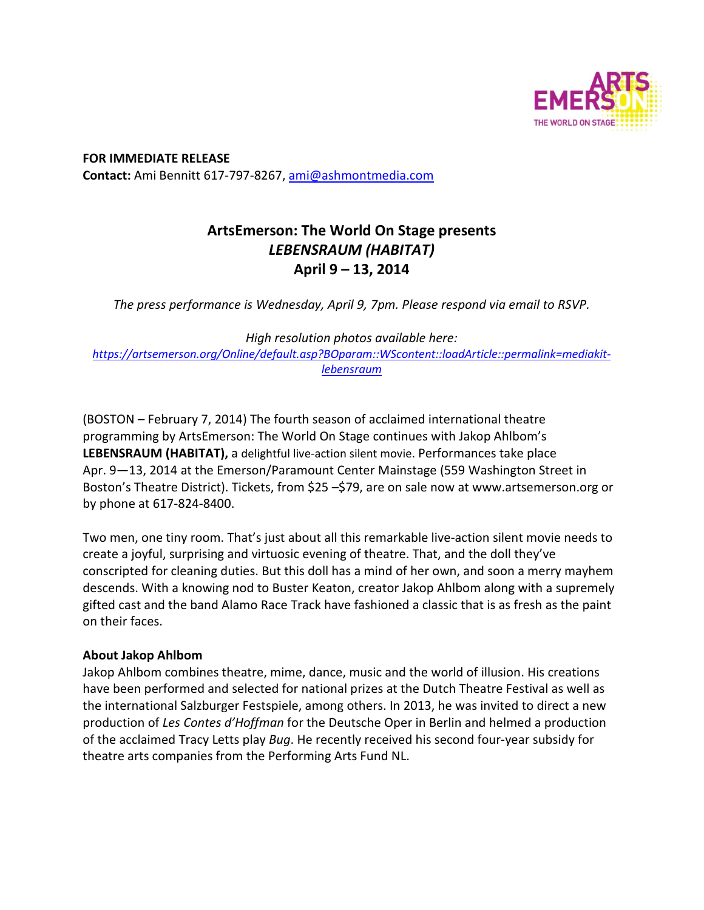**FOR IMMEDIATE RELEASE**
**Contact:** Ami Bennitt 617-797-8267, ami@ashmontmedia.com

## ArtsEmerson: The World On Stage presents *LEBENSRAUM (HABITAT)* April 9 – 13, 2014

*The press performance is Wednesday, April 9, 7pm. Please respond via email to RSVP.*

*High resolution photos available here:*
*https://artsemerson.org/Online/default.asp?BOparam::WScontent::loadArticle::permalink=mediakit-lebensraum*

(BOSTON – February 7, 2014) The fourth season of acclaimed international theatre programming by ArtsEmerson: The World On Stage continues with Jakop Ahlbom's **LEBENSRAUM (HABITAT),** a delightful live-action silent movie. Performances take place Apr. 9—13, 2014 at the Emerson/Paramount Center Mainstage (559 Washington Street in Boston's Theatre District). Tickets, from $25 –$79, are on sale now at www.artsemerson.org or by phone at 617-824-8400.

Two men, one tiny room. That's just about all this remarkable live-action silent movie needs to create a joyful, surprising and virtuosic evening of theatre. That, and the doll they've conscripted for cleaning duties. But this doll has a mind of her own, and soon a merry mayhem descends. With a knowing nod to Buster Keaton, creator Jakop Ahlbom along with a supremely gifted cast and the band Alamo Race Track have fashioned a classic that is as fresh as the paint on their faces.

**About Jakop Ahlbom**
Jakop Ahlbom combines theatre, mime, dance, music and the world of illusion. His creations have been performed and selected for national prizes at the Dutch Theatre Festival as well as the international Salzburger Festspiele, among others. In 2013, he was invited to direct a new production of *Les Contes d'Hoffman* for the Deutsche Oper in Berlin and helmed a production of the acclaimed Tracy Letts play *Bug*. He recently received his second four-year subsidy for theatre arts companies from the Performing Arts Fund NL.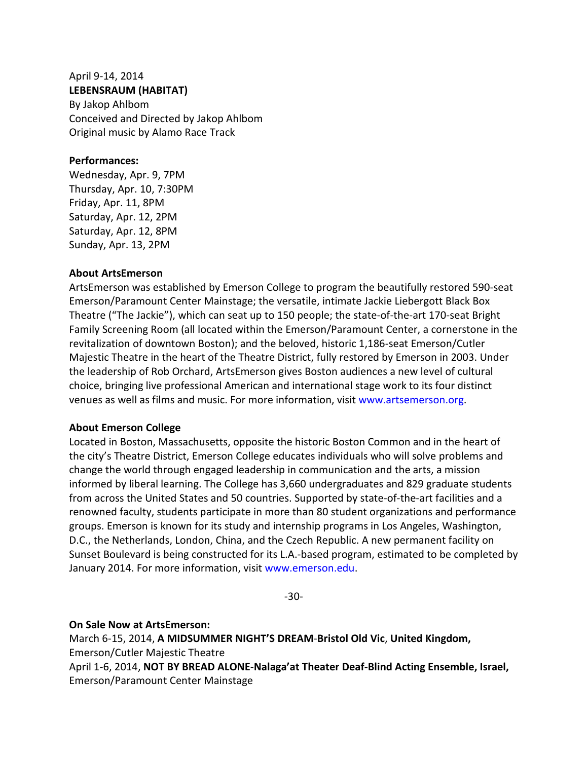April 9-14, 2014

**LEBENSRAUM (HABITAT)**

By Jakop Ahlbom

Conceived and Directed by Jakop Ahlbom

Original music by Alamo Race Track

**Performances:**

Wednesday, Apr. 9, 7PM

Thursday, Apr. 10, 7:30PM

Friday, Apr. 11, 8PM

Saturday, Apr. 12, 2PM

Saturday, Apr. 12, 8PM

Sunday, Apr. 13, 2PM

**About ArtsEmerson**

ArtsEmerson was established by Emerson College to program the beautifully restored 590-seat Emerson/Paramount Center Mainstage; the versatile, intimate Jackie Liebergott Black Box Theatre ("The Jackie"), which can seat up to 150 people; the state-of-the-art 170-seat Bright Family Screening Room (all located within the Emerson/Paramount Center, a cornerstone in the revitalization of downtown Boston); and the beloved, historic 1,186-seat Emerson/Cutler Majestic Theatre in the heart of the Theatre District, fully restored by Emerson in 2003. Under the leadership of Rob Orchard, ArtsEmerson gives Boston audiences a new level of cultural choice, bringing live professional American and international stage work to its four distinct venues as well as films and music. For more information, visit www.artsemerson.org.

**About Emerson College**

Located in Boston, Massachusetts, opposite the historic Boston Common and in the heart of the city's Theatre District, Emerson College educates individuals who will solve problems and change the world through engaged leadership in communication and the arts, a mission informed by liberal learning. The College has 3,660 undergraduates and 829 graduate students from across the United States and 50 countries. Supported by state-of-the-art facilities and a renowned faculty, students participate in more than 80 student organizations and performance groups. Emerson is known for its study and internship programs in Los Angeles, Washington, D.C., the Netherlands, London, China, and the Czech Republic. A new permanent facility on Sunset Boulevard is being constructed for its L.A.-based program, estimated to be completed by January 2014. For more information, visit www.emerson.edu.

-30-

**On Sale Now at ArtsEmerson:**

March 6-15, 2014, **A MIDSUMMER NIGHT'S DREAM**-**Bristol Old Vic**, **United Kingdom,** Emerson/Cutler Majestic Theatre

April 1-6, 2014, **NOT BY BREAD ALONE**-**Nalaga'at Theater Deaf-Blind Acting Ensemble, Israel,** Emerson/Paramount Center Mainstage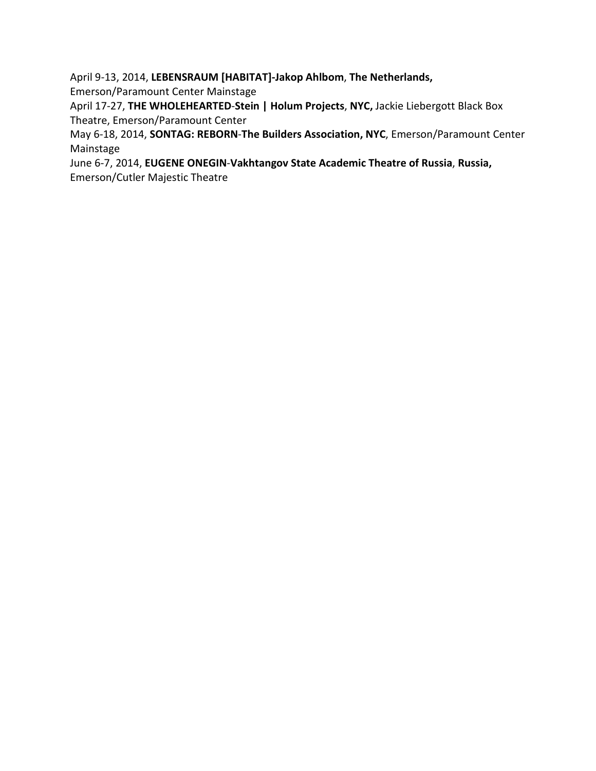April 9-13, 2014, **LEBENSRAUM [HABITAT]-Jakop Ahlbom**, **The Netherlands,** Emerson/Paramount Center Mainstage

April 17-27, **THE WHOLEHEARTED**-**Stein | Holum Projects**, **NYC,** Jackie Liebergott Black Box Theatre, Emerson/Paramount Center

May 6-18, 2014, **SONTAG: REBORN**-**The Builders Association, NYC**, Emerson/Paramount Center Mainstage

June 6-7, 2014, **EUGENE ONEGIN**-**Vakhtangov State Academic Theatre of Russia**, **Russia,** Emerson/Cutler Majestic Theatre